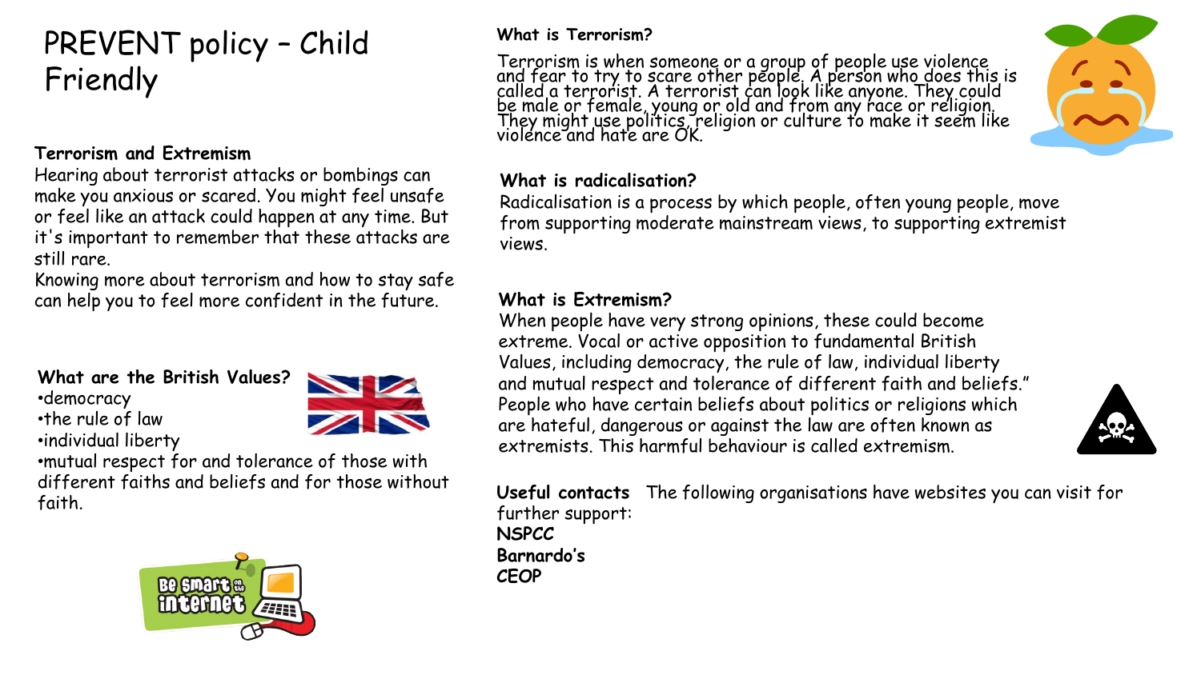# PREVENT policy – Child Friendly

### Terrorism and Extremism

Hearing about terrorist attacks or bombings can make you anxious or scared. You might feel unsafe or feel like an attack could happen at any time. But it's important to remember that these attacks are still rare.

Knowing more about terrorism and how to stay safe can help you to feel more confident in the future.

### What are the British Values?

- democracy
- the rule of law
- individual liberty
- mutual respect for and tolerance of those with different faiths and beliefs and for those without faith.

### What is Terrorism?

Terrorism is when someone or a group of people use violence and fear to try to scare other people. A person who does this is called a terrorist. A terrorist can look like anyone. They could be male or female, young or old and from any race or religion. They might use politics, religion or culture to make it seem like violence and hate are OK.

### What is radicalisation?

Radicalisation is a process by which people, often young people, move from supporting moderate mainstream views, to supporting extremist views.

### What is Extremism?

When people have very strong opinions, these could become extreme. Vocal or active opposition to fundamental British Values, including democracy, the rule of law, individual liberty and mutual respect and tolerance of different faith and beliefs." People who have certain beliefs about politics or religions which are hateful, dangerous or against the law are often known as extremists. This harmful behaviour is called extremism.

**Useful contacts** The following organisations have websites you can visit for further support:

**NSPCC**
**Barnardo's**
**CEOP**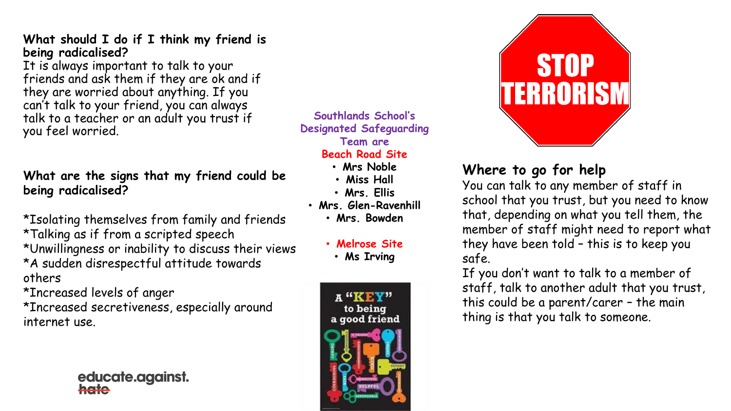**What should I do if I think my friend is being radicalised?**

It is always important to talk to your friends and ask them if they are ok and if they are worried about anything. If you can't talk to your friend, you can always talk to a teacher or an adult you trust if you feel worried.

**What are the signs that my friend could be being radicalised?**

*Isolating themselves from family and friends
*Talking as if from a scripted speech
*Unwillingness or inability to discuss their views
*A sudden disrespectful attitude towards others
*Increased levels of anger
*Increased secretiveness, especially around internet use.

educate.against.hate

Southlands School's Designated Safeguarding Team are

**Beach Road Site**

- **Mrs Noble**
- **Miss Hall**
- **Mrs. Ellis**
- **Mrs. Glen-Ravenhill**
- **Mrs. Bowden**

**Melrose Site**

- **Ms Irving**

A "KEY" to being a good friend

STOP TERRORISM

## Where to go for help

You can talk to any member of staff in school that you trust, but you need to know that, depending on what you tell them, the member of staff might need to report what they have been told – this is to keep you safe.

If you don't want to talk to a member of staff, talk to another adult that you trust, this could be a parent/carer – the main thing is that you talk to someone.